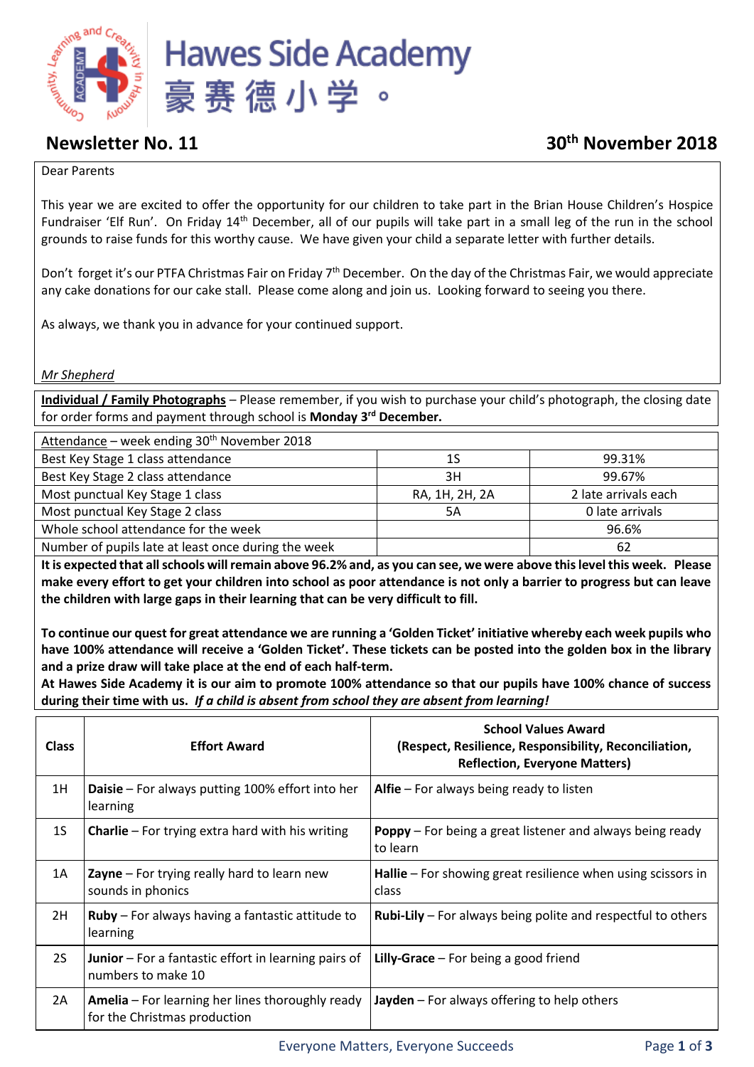# Hawes Side Academy
# 豪赛德小学 。

## Newsletter No. 11

**30th November 2018**

Dear Parents

This year we are excited to offer the opportunity for our children to take part in the Brian House Children's Hospice Fundraiser 'Elf Run'. On Friday 14th December, all of our pupils will take part in a small leg of the run in the school grounds to raise funds for this worthy cause. We have given your child a separate letter with further details.

Don't forget it's our PTFA Christmas Fair on Friday 7th December. On the day of the Christmas Fair, we would appreciate any cake donations for our cake stall. Please come along and join us. Looking forward to seeing you there.

As always, we thank you in advance for your continued support.

*Mr Shepherd*

**Individual / Family Photographs** – Please remember, if you wish to purchase your child's photograph, the closing date for order forms and payment through school is **Monday 3rd December.**

| Attendance – week ending 30th November 2018 | | |
|---|---|---|
| Best Key Stage 1 class attendance | 1S | 99.31% |
| Best Key Stage 2 class attendance | 3H | 99.67% |
| Most punctual Key Stage 1 class | RA, 1H, 2H, 2A | 2 late arrivals each |
| Most punctual Key Stage 2 class | 5A | 0 late arrivals |
| Whole school attendance for the week | | 96.6% |
| Number of pupils late at least once during the week | | 62 |

**It is expected that all schools will remain above 96.2% and, as you can see, we were above this level this week. Please make every effort to get your children into school as poor attendance is not only a barrier to progress but can leave the children with large gaps in their learning that can be very difficult to fill.**

**To continue our quest for great attendance we are running a 'Golden Ticket' initiative whereby each week pupils who have 100% attendance will receive a 'Golden Ticket'. These tickets can be posted into the golden box in the library and a prize draw will take place at the end of each half-term.**

**At Hawes Side Academy it is our aim to promote 100% attendance so that our pupils have 100% chance of success during their time with us. *If a child is absent from school they are absent from learning!***

| Class | Effort Award | School Values Award (Respect, Resilience, Responsibility, Reconciliation, Reflection, Everyone Matters) |
|---|---|---|
| 1H | **Daisie** – For always putting 100% effort into her learning | **Alfie** – For always being ready to listen |
| 1S | **Charlie** – For trying extra hard with his writing | **Poppy** – For being a great listener and always being ready to learn |
| 1A | **Zayne** – For trying really hard to learn new sounds in phonics | **Hallie** – For showing great resilience when using scissors in class |
| 2H | **Ruby** – For always having a fantastic attitude to learning | **Rubi-Lily** – For always being polite and respectful to others |
| 2S | **Junior** – For a fantastic effort in learning pairs of numbers to make 10 | **Lilly-Grace** – For being a good friend |
| 2A | **Amelia** – For learning her lines thoroughly ready for the Christmas production | **Jayden** – For always offering to help others |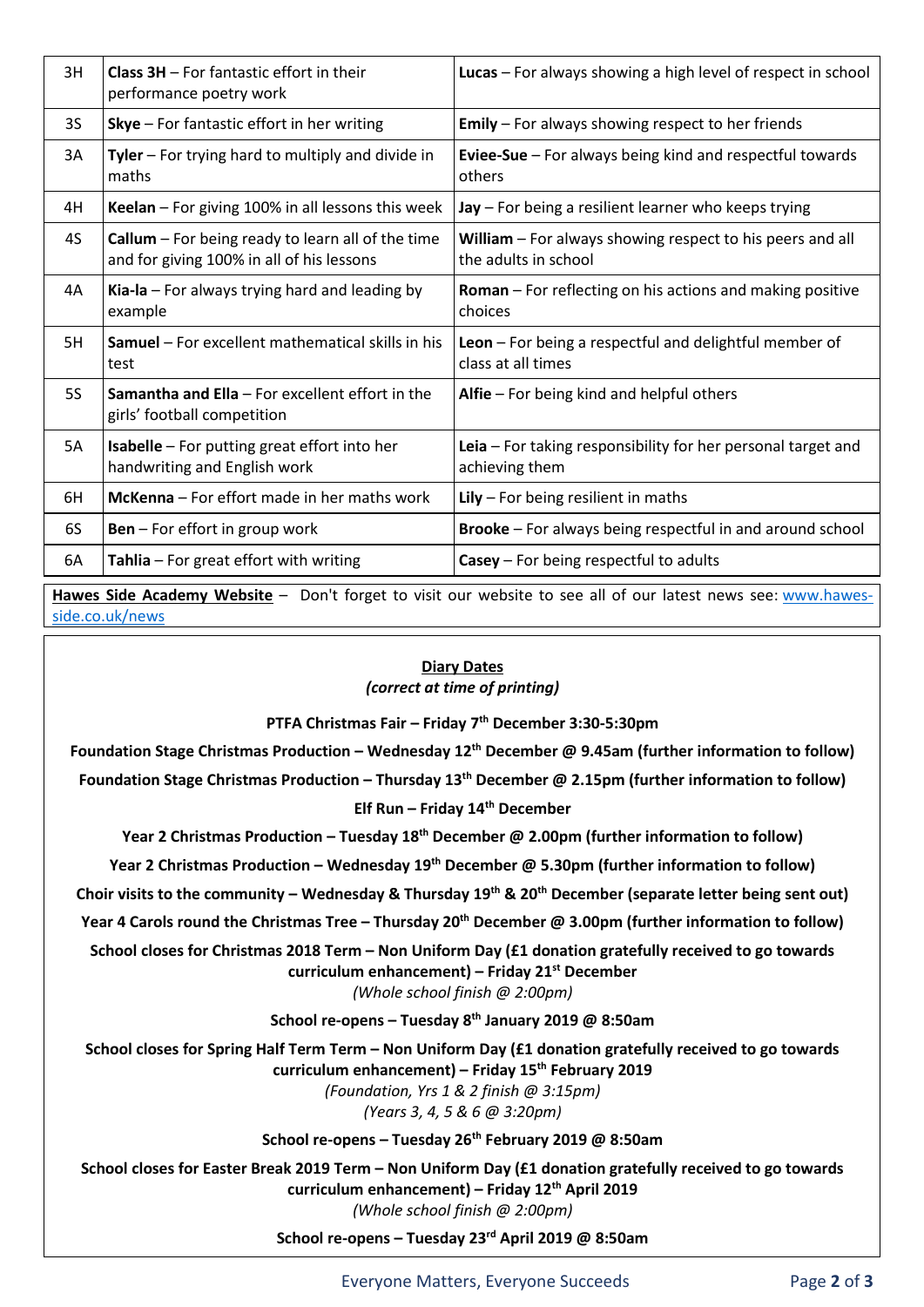| | | |
|---|---|---|
| 3H | **Class 3H** – For fantastic effort in their performance poetry work | **Lucas** – For always showing a high level of respect in school |
| 3S | **Skye** – For fantastic effort in her writing | **Emily** – For always showing respect to her friends |
| 3A | **Tyler** – For trying hard to multiply and divide in maths | **Eviee-Sue** – For always being kind and respectful towards others |
| 4H | **Keelan** – For giving 100% in all lessons this week | **Jay** – For being a resilient learner who keeps trying |
| 4S | **Callum** – For being ready to learn all of the time and for giving 100% in all of his lessons | **William** – For always showing respect to his peers and all the adults in school |
| 4A | **Kia-la** – For always trying hard and leading by example | **Roman** – For reflecting on his actions and making positive choices |
| 5H | **Samuel** – For excellent mathematical skills in his test | **Leon** – For being a respectful and delightful member of class at all times |
| 5S | **Samantha and Ella** – For excellent effort in the girls' football competition | **Alfie** – For being kind and helpful others |
| 5A | **Isabelle** – For putting great effort into her handwriting and English work | **Leia** – For taking responsibility for her personal target and achieving them |
| 6H | **McKenna** – For effort made in her maths work | **Lily** – For being resilient in maths |
| 6S | **Ben** – For effort in group work | **Brooke** – For always being respectful in and around school |
| 6A | **Tahlia** – For great effort with writing | **Casey** – For being respectful to adults |

**Hawes Side Academy Website** – Don't forget to visit our website to see all of our latest news see: www.hawes-side.co.uk/news

**Diary Dates**

*(correct at time of printing)*

**PTFA Christmas Fair – Friday 7th December 3:30-5:30pm**

**Foundation Stage Christmas Production – Wednesday 12th December @ 9.45am (further information to follow)**

**Foundation Stage Christmas Production – Thursday 13th December @ 2.15pm (further information to follow)**

**Elf Run – Friday 14th December**

**Year 2 Christmas Production – Tuesday 18th December @ 2.00pm (further information to follow)**

**Year 2 Christmas Production – Wednesday 19th December @ 5.30pm (further information to follow)**

**Choir visits to the community – Wednesday & Thursday 19th & 20th December (separate letter being sent out)**

**Year 4 Carols round the Christmas Tree – Thursday 20th December @ 3.00pm (further information to follow)**

**School closes for Christmas 2018 Term – Non Uniform Day (£1 donation gratefully received to go towards curriculum enhancement) – Friday 21st December**

*(Whole school finish @ 2:00pm)*

**School re-opens – Tuesday 8th January 2019 @ 8:50am**

**School closes for Spring Half Term Term – Non Uniform Day (£1 donation gratefully received to go towards curriculum enhancement) – Friday 15th February 2019**

*(Foundation, Yrs 1 & 2 finish @ 3:15pm)*

*(Years 3, 4, 5 & 6 @ 3:20pm)*

**School re-opens – Tuesday 26th February 2019 @ 8:50am**

**School closes for Easter Break 2019 Term – Non Uniform Day (£1 donation gratefully received to go towards curriculum enhancement) – Friday 12th April 2019**

*(Whole school finish @ 2:00pm)*

**School re-opens – Tuesday 23rd April 2019 @ 8:50am**

Everyone Matters, Everyone Succeeds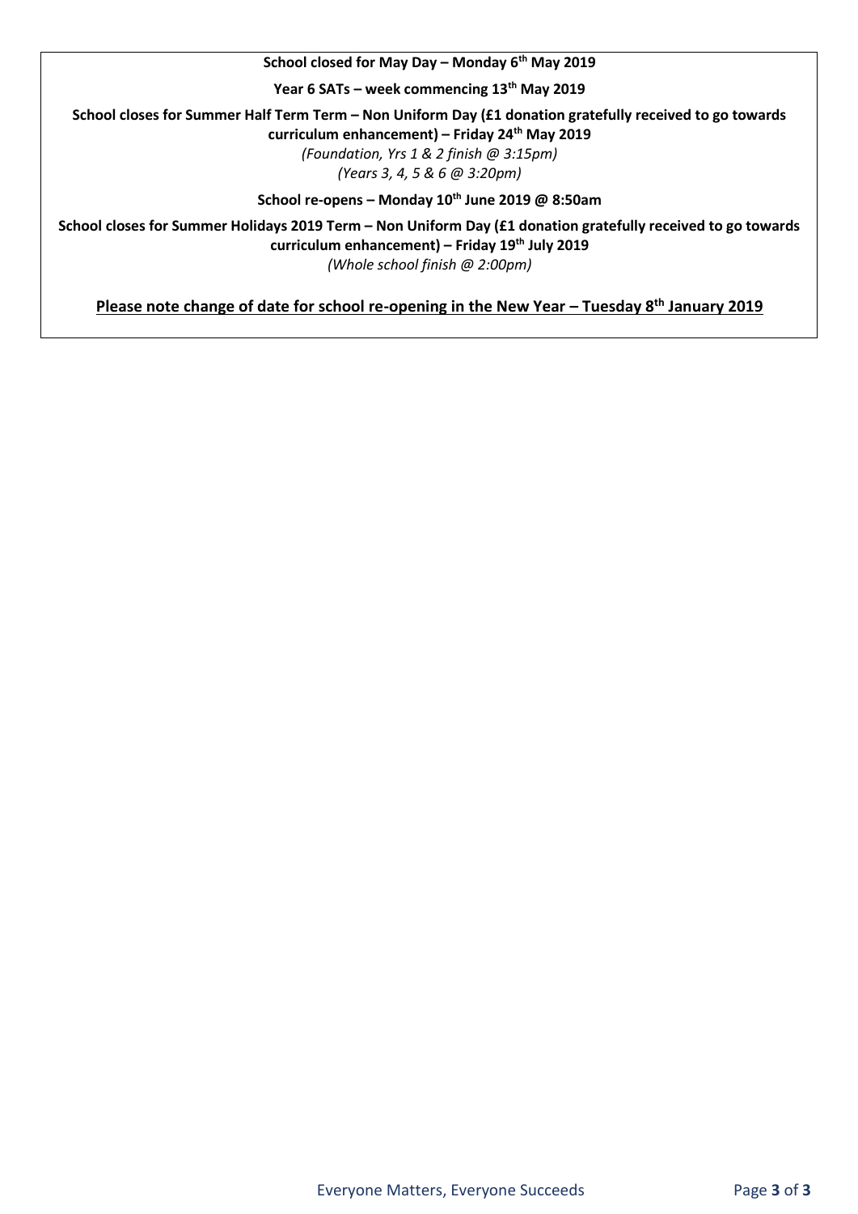**School closed for May Day – Monday 6th May 2019**

**Year 6 SATs – week commencing 13th May 2019**

**School closes for Summer Half Term Term – Non Uniform Day (£1 donation gratefully received to go towards curriculum enhancement) – Friday 24th May 2019**

*(Foundation, Yrs 1 & 2 finish @ 3:15pm)*

*(Years 3, 4, 5 & 6 @ 3:20pm)*

**School re-opens – Monday 10th June 2019 @ 8:50am**

**School closes for Summer Holidays 2019 Term – Non Uniform Day (£1 donation gratefully received to go towards curriculum enhancement) – Friday 19th July 2019**

*(Whole school finish @ 2:00pm)*

**Please note change of date for school re-opening in the New Year – Tuesday 8th January 2019**

Everyone Matters, Everyone Succeeds